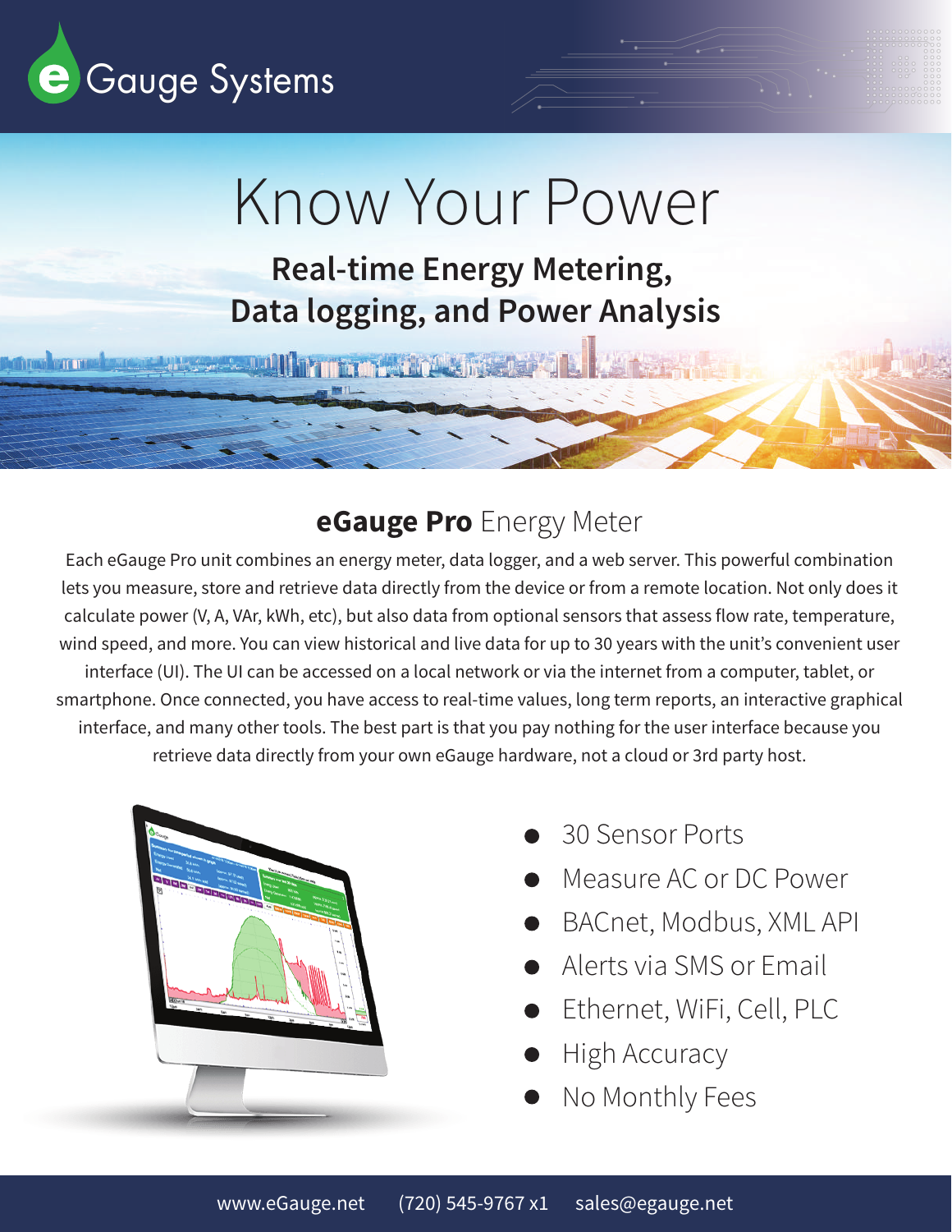eGauge Systems

# Know Your Power

## Real-time Energy Metering, Data logging, and Power Analysis

## **eGauge Pro** Energy Meter

Each eGauge Pro unit combines an energy meter, data logger, and a web server. This powerful combination lets you measure, store and retrieve data directly from the device or from a remote location. Not only does it calculate power (V, A, VAr, kWh, etc), but also data from optional sensors that assess flow rate, temperature, wind speed, and more. You can view historical and live data for up to 30 years with the unit's convenient user interface (UI). The UI can be accessed on a local network or via the internet from a computer, tablet, or smartphone. Once connected, you have access to real-time values, long term reports, an interactive graphical interface, and many other tools. The best part is that you pay nothing for the user interface because you retrieve data directly from your own eGauge hardware, not a cloud or 3rd party host.

- 30 Sensor Ports
- Measure AC or DC Power
- BACnet, Modbus, XML API
- Alerts via SMS or Email
- Ethernet, WiFi, Cell, PLC
- High Accuracy
- No Monthly Fees

www.eGauge.net (720) 545-9767 x1 sales@egauge.net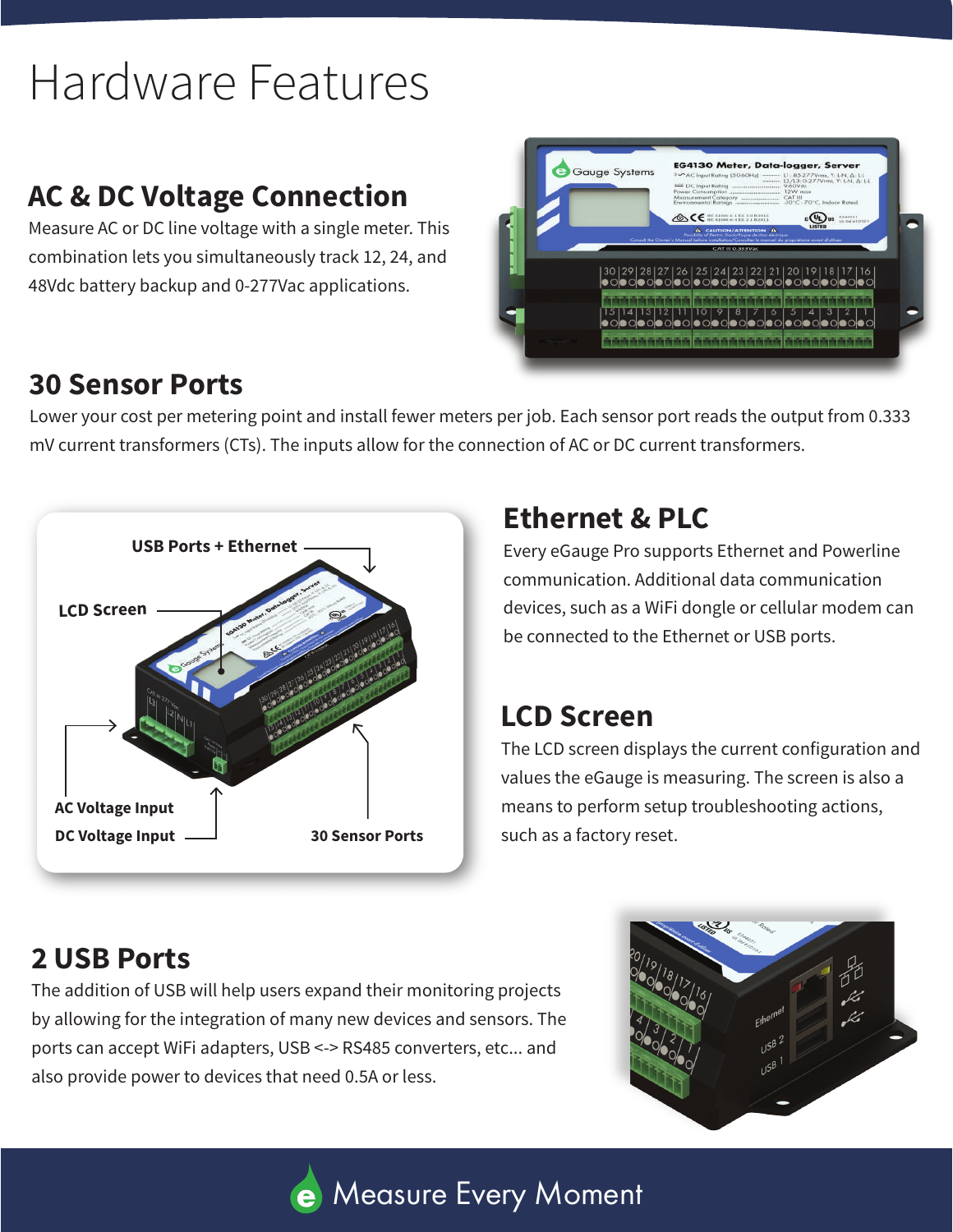# Hardware Features

## AC & DC Voltage Connection

Measure AC or DC line voltage with a single meter. This combination lets you simultaneously track 12, 24, and 48Vdc battery backup and 0-277Vac applications.

## 30 Sensor Ports

Lower your cost per metering point and install fewer meters per job. Each sensor port reads the output from 0.333 mV current transformers (CTs). The inputs allow for the connection of AC or DC current transformers.

USB Ports + Ethernet

LCD Screen

AC Voltage Input

DC Voltage Input

30 Sensor Ports

## Ethernet & PLC

Every eGauge Pro supports Ethernet and Powerline communication. Additional data communication devices, such as a WiFi dongle or cellular modem can be connected to the Ethernet or USB ports.

## LCD Screen

The LCD screen displays the current configuration and values the eGauge is measuring. The screen is also a means to perform setup troubleshooting actions, such as a factory reset.

## 2 USB Ports

The addition of USB will help users expand their monitoring projects by allowing for the integration of many new devices and sensors. The ports can accept WiFi adapters, USB <-> RS485 converters, etc... and also provide power to devices that need 0.5A or less.

Measure Every Moment